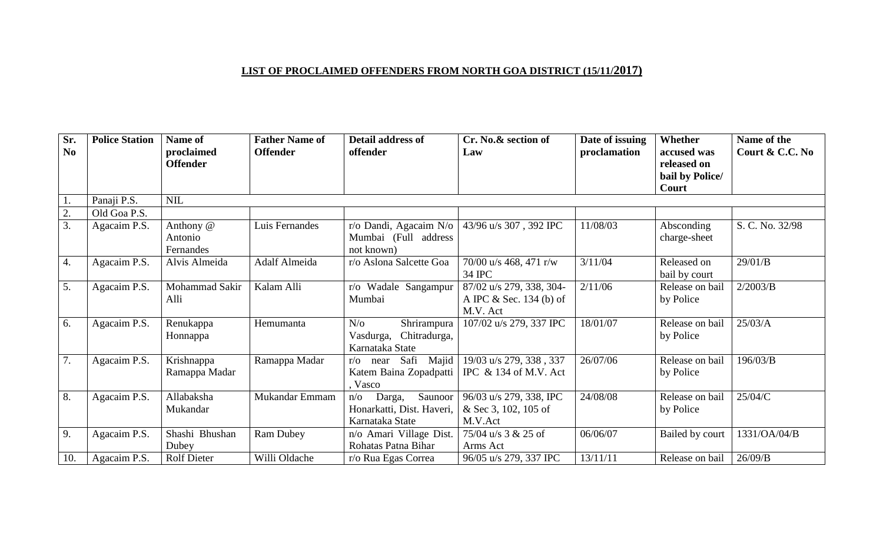## LIST OF PROCLAIMED OFFENDERS FROM NORTH GOA DISTRICT (15/11/2017)

| Sr. No | Police Station | Name of proclaimed Offender | Father Name of Offender | Detail address of offender | Cr. No.& section of Law | Date of issuing proclamation | Whether accused was released on bail by Police/ Court | Name of the Court & C.C. No |
|---|---|---|---|---|---|---|---|---|
| 1. | Panaji P.S. | NIL | | | | | | |
| 2. | Old Goa P.S. | | | | | | | |
| 3. | Agacaim P.S. | Anthony @ Antonio Fernandes | Luis Fernandes | r/o Dandi, Agacaim N/o Mumbai (Full address not known) | 43/96 u/s 307 , 392 IPC | 11/08/03 | Absconding charge-sheet | S. C. No. 32/98 |
| 4. | Agacaim P.S. | Alvis Almeida | Adalf Almeida | r/o Aslona Salcette Goa | 70/00 u/s 468, 471 r/w 34 IPC | 3/11/04 | Released on bail by court | 29/01/B |
| 5. | Agacaim P.S. | Mohammad Sakir Alli | Kalam Alli | r/o Wadale Sangampur Mumbai | 87/02 u/s 279, 338, 304-A IPC & Sec. 134 (b) of M.V. Act | 2/11/06 | Release on bail by Police | 2/2003/B |
| 6. | Agacaim P.S. | Renukappa Honnappa | Hemumanta | N/o Shrirampura Vasdurga, Chitradurga, Karnataka State | 107/02 u/s 279, 337 IPC | 18/01/07 | Release on bail by Police | 25/03/A |
| 7. | Agacaim P.S. | Krishnappa Ramappa Madar | Ramappa Madar | r/o near Safi Majid Katem Baina Zopadpatti , Vasco | 19/03 u/s 279, 338 , 337 IPC & 134 of M.V. Act | 26/07/06 | Release on bail by Police | 196/03/B |
| 8. | Agacaim P.S. | Allabaksha Mukandar | Mukandar Emmam | n/o Darga, Saunoor Honarkatti, Dist. Haveri, Karnataka State | 96/03 u/s 279, 338, IPC & Sec 3, 102, 105 of M.V.Act | 24/08/08 | Release on bail by Police | 25/04/C |
| 9. | Agacaim P.S. | Shashi Bhushan Dubey | Ram Dubey | n/o Amari Village Dist. Rohatas Patna Bihar | 75/04 u/s 3 & 25 of Arms Act | 06/06/07 | Bailed by court | 1331/OA/04/B |
| 10. | Agacaim P.S. | Rolf Dieter | Willi Oldache | r/o Rua Egas Correa | 96/05 u/s 279, 337 IPC | 13/11/11 | Release on bail | 26/09/B |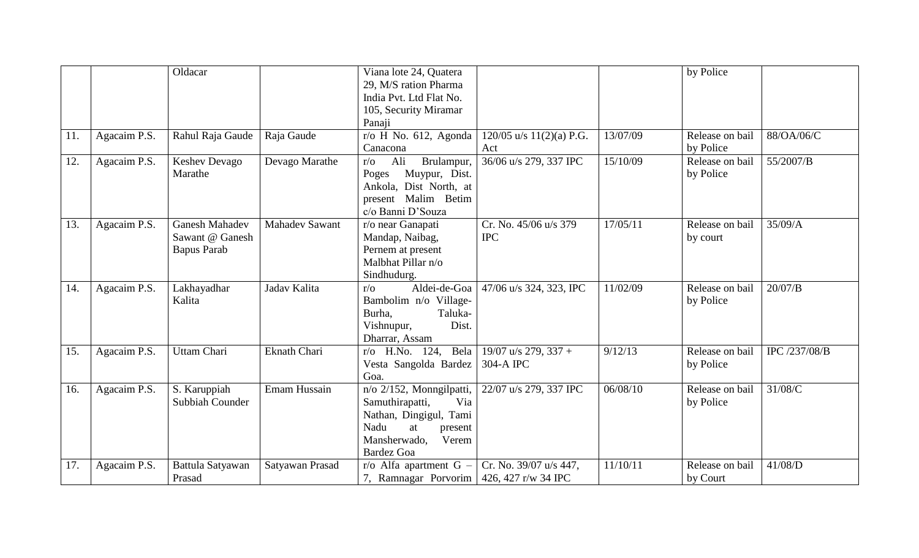| | | | | | | | | |
|---|---|---|---|---|---|---|---|---|
| | | Oldacar | | Viana lote 24, Quatera 29, M/S ration Pharma India Pvt. Ltd Flat No. 105, Security Miramar Panaji | | | by Police | |
| 11. | Agacaim P.S. | Rahul Raja Gaude | Raja Gaude | r/o H No. 612, Agonda Canacona | 120/05 u/s 11(2)(a) P.G. Act | 13/07/09 | Release on bail by Police | 88/OA/06/C |
| 12. | Agacaim P.S. | Keshev Devago Marathe | Devago Marathe | r/o Ali Brulampur, Poges Muypur, Dist. Ankola, Dist North, at present Malim Betim c/o Banni D'Souza | 36/06 u/s 279, 337 IPC | 15/10/09 | Release on bail by Police | 55/2007/B |
| 13. | Agacaim P.S. | Ganesh Mahadev Sawant @ Ganesh Bapus Parab | Mahadev Sawant | r/o near Ganapati Mandap, Naibag, Pernem at present Malbhat Pillar n/o Sindhudurg. | Cr. No. 45/06 u/s 379 IPC | 17/05/11 | Release on bail by court | 35/09/A |
| 14. | Agacaim P.S. | Lakhayadhar Kalita | Jadav Kalita | r/o Aldei-de-Goa Bambolim n/o Village-Burha, Taluka-Vishnupur, Dist. Dharrar, Assam | 47/06 u/s 324, 323, IPC | 11/02/09 | Release on bail by Police | 20/07/B |
| 15. | Agacaim P.S. | Uttam Chari | Eknath Chari | r/o H.No. 124, Bela Vesta Sangolda Bardez Goa. | 19/07 u/s 279, 337 + 304-A IPC | 9/12/13 | Release on bail by Police | IPC /237/08/B |
| 16. | Agacaim P.S. | S. Karuppiah Subbiah Counder | Emam Hussain | n/o 2/152, Monngilpatti, Samuthirapatti, Via Nathan, Dingigul, Tami Nadu at present Mansherwado, Verem Bardez Goa | 22/07 u/s 279, 337 IPC | 06/08/10 | Release on bail by Police | 31/08/C |
| 17. | Agacaim P.S. | Battula Satyawan Prasad | Satyawan Prasad | r/o Alfa apartment G – 7, Ramnagar Porvorim | Cr. No. 39/07 u/s 447, 426, 427 r/w 34 IPC | 11/10/11 | Release on bail by Court | 41/08/D |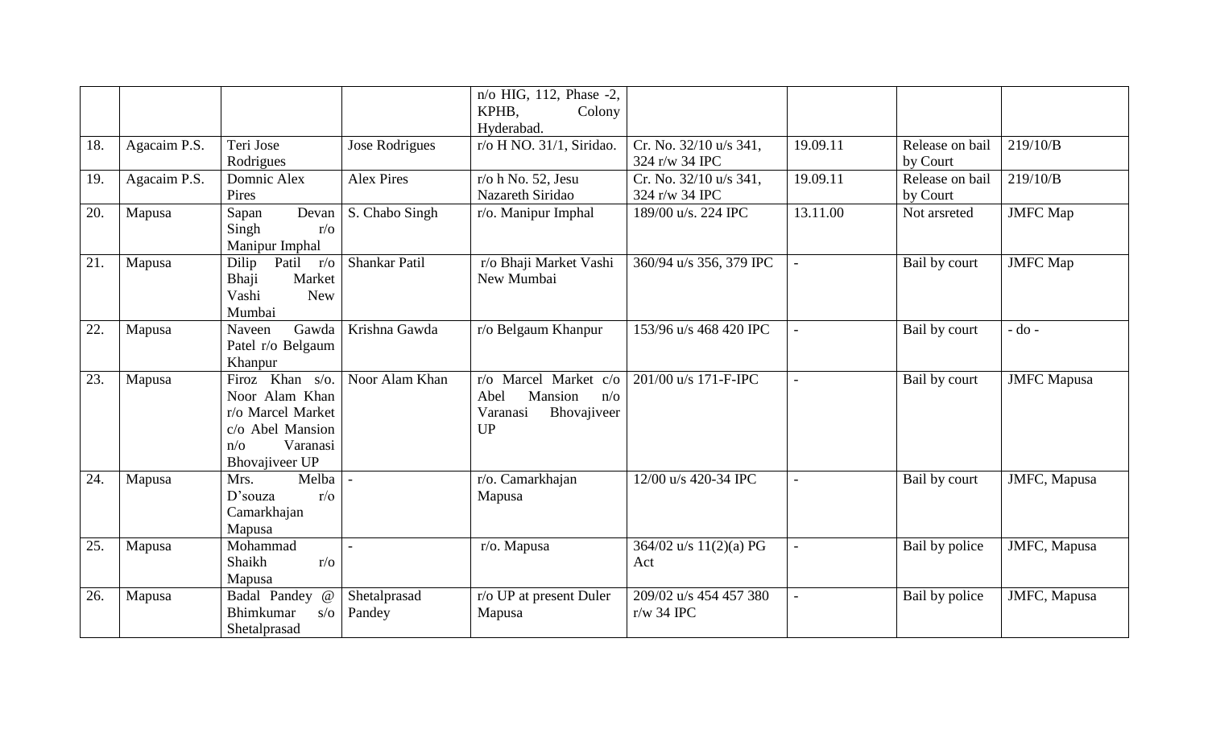|  |  |  |  | n/o HIG, 112, Phase -2, KPHB, Colony Hyderabad. |  |  |  |  |
|---|---|---|---|---|---|---|---|---|
| 18. | Agacaim P.S. | Teri Jose Rodrigues | Jose Rodrigues | r/o H NO. 31/1, Siridao. | Cr. No. 32/10 u/s 341, 324 r/w 34 IPC | 19.09.11 | Release on bail by Court | 219/10/B |
| 19. | Agacaim P.S. | Domnic Alex Pires | Alex Pires | r/o h No. 52, Jesu Nazareth Siridao | Cr. No. 32/10 u/s 341, 324 r/w 34 IPC | 19.09.11 | Release on bail by Court | 219/10/B |
| 20. | Mapusa | Sapan Devan Singh r/o Manipur Imphal | S. Chabo Singh | r/o. Manipur Imphal | 189/00 u/s. 224 IPC | 13.11.00 | Not arsreted | JMFC Map |
| 21. | Mapusa | Dilip Patil r/o Bhaji Market Vashi New Mumbai | Shankar Patil | r/o Bhaji Market Vashi New Mumbai | 360/94 u/s 356, 379 IPC | - | Bail by court | JMFC Map |
| 22. | Mapusa | Naveen Gawda Patel r/o Belgaum Khanpur | Krishna Gawda | r/o Belgaum Khanpur | 153/96 u/s 468 420 IPC | - | Bail by court | - do - |
| 23. | Mapusa | Firoz Khan s/o. Noor Alam Khan r/o Marcel Market c/o Abel Mansion n/o Varanasi Bhovajiveer UP | Noor Alam Khan | r/o Marcel Market c/o Abel Mansion n/o Varanasi Bhovajiveer UP | 201/00 u/s 171-F-IPC | - | Bail by court | JMFC Mapusa |
| 24. | Mapusa | Mrs. Melba D'souza r/o Camarkhajan Mapusa | - | r/o. Camarkhajan Mapusa | 12/00 u/s 420-34 IPC | - | Bail by court | JMFC, Mapusa |
| 25. | Mapusa | Mohammad Shaikh r/o Mapusa | - | r/o. Mapusa | 364/02 u/s 11(2)(a) PG Act | - | Bail by police | JMFC, Mapusa |
| 26. | Mapusa | Badal Pandey @ Bhimkumar s/o Shetalprasad | Shetalprasad Pandey | r/o UP at present Duler Mapusa | 209/02 u/s 454 457 380 r/w 34 IPC | - | Bail by police | JMFC, Mapusa |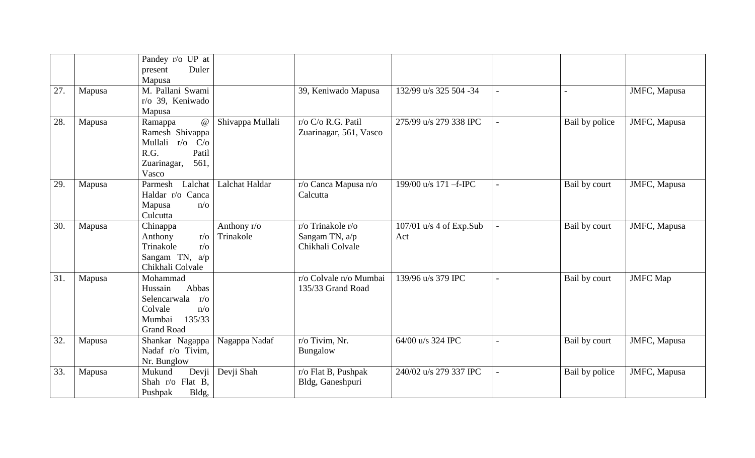| | | | | | | | | |
|---|---|---|---|---|---|---|---|---|
| | | Pandey r/o UP at present Duler Mapusa | | | | | | |
| 27. | Mapusa | M. Pallani Swami r/o 39, Keniwado Mapusa | | 39, Keniwado Mapusa | 132/99 u/s 325 504 -34 | - | - | JMFC, Mapusa |
| 28. | Mapusa | Ramappa @ Ramesh Shivappa Mullali r/o C/o R.G. Patil Zuarinagar, 561, Vasco | Shivappa Mullali | r/o C/o R.G. Patil Zuarinagar, 561, Vasco | 275/99 u/s 279 338 IPC | - | Bail by police | JMFC, Mapusa |
| 29. | Mapusa | Parmesh Lalchat Haldar r/o Canca Mapusa n/o Culcutta | Lalchat Haldar | r/o Canca Mapusa n/o Calcutta | 199/00 u/s 171 –f-IPC | - | Bail by court | JMFC, Mapusa |
| 30. | Mapusa | Chinappa Anthony r/o Trinakole r/o Sangam TN, a/p Chikhali Colvale | Anthony r/o Trinakole | r/o Trinakole r/o Sangam TN, a/p Chikhali Colvale | 107/01 u/s 4 of Exp.Sub Act | - | Bail by court | JMFC, Mapusa |
| 31. | Mapusa | Mohammad Hussain Abbas Selencarwala r/o Colvale n/o Mumbai 135/33 Grand Road | | r/o Colvale n/o Mumbai 135/33 Grand Road | 139/96 u/s 379 IPC | - | Bail by court | JMFC Map |
| 32. | Mapusa | Shankar Nagappa Nadaf r/o Tivim, Nr. Bunglow | Nagappa Nadaf | r/o Tivim, Nr. Bungalow | 64/00 u/s 324 IPC | - | Bail by court | JMFC, Mapusa |
| 33. | Mapusa | Mukund Devji Shah r/o Flat B, Pushpak Bldg, | Devji Shah | r/o Flat B, Pushpak Bldg, Ganeshpuri | 240/02 u/s 279 337 IPC | - | Bail by police | JMFC, Mapusa |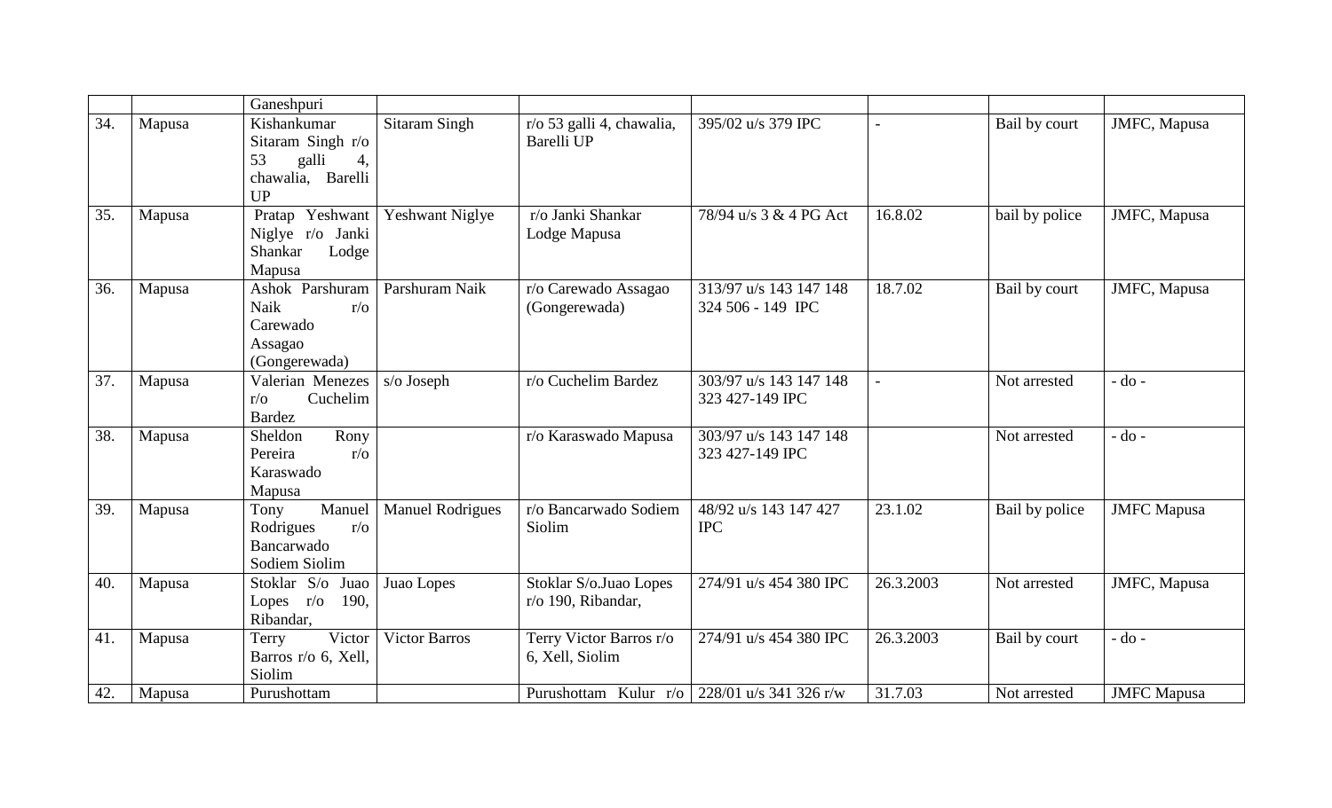|  |  | Ganeshpuri |  |  |  |  |  |  |
|---|---|---|---|---|---|---|---|---|
| 34. | Mapusa | Kishankumar Sitaram Singh r/o 53 galli 4, chawalia, Barelli UP | Sitaram Singh | r/o 53 galli 4, chawalia, Barelli UP | 395/02 u/s 379 IPC | - | Bail by court | JMFC, Mapusa |
| 35. | Mapusa | Pratap Yeshwant Niglye r/o Janki Shankar Lodge Mapusa | Yeshwant Niglye | r/o Janki Shankar Lodge Mapusa | 78/94 u/s 3 & 4 PG Act | 16.8.02 | bail by police | JMFC, Mapusa |
| 36. | Mapusa | Ashok Parshuram Naik r/o Carewado Assagao (Gongerewada) | Parshuram Naik | r/o Carewado Assagao (Gongerewada) | 313/97 u/s 143 147 148 324 506 - 149 IPC | 18.7.02 | Bail by court | JMFC, Mapusa |
| 37. | Mapusa | Valerian Menezes r/o Cuchelim Bardez | s/o Joseph | r/o Cuchelim Bardez | 303/97 u/s 143 147 148 323 427-149 IPC | - | Not arrested | - do - |
| 38. | Mapusa | Sheldon Rony Pereira r/o Karaswado Mapusa |  | r/o Karaswado Mapusa | 303/97 u/s 143 147 148 323 427-149 IPC |  | Not arrested | - do - |
| 39. | Mapusa | Tony Manuel Rodrigues r/o Bancarwado Sodiem Siolim | Manuel Rodrigues | r/o Bancarwado Sodiem Siolim | 48/92 u/s 143 147 427 IPC | 23.1.02 | Bail by police | JMFC Mapusa |
| 40. | Mapusa | Stoklar S/o Juao Lopes r/o 190, Ribandar, | Juao Lopes | Stoklar S/o.Juao Lopes r/o 190, Ribandar, | 274/91 u/s 454 380 IPC | 26.3.2003 | Not arrested | JMFC, Mapusa |
| 41. | Mapusa | Terry Victor Barros r/o 6, Xell, Siolim | Victor Barros | Terry Victor Barros r/o 6, Xell, Siolim | 274/91 u/s 454 380 IPC | 26.3.2003 | Bail by court | - do - |
| 42. | Mapusa | Purushottam |  | Purushottam Kulur r/o | 228/01 u/s 341 326 r/w | 31.7.03 | Not arrested | JMFC Mapusa |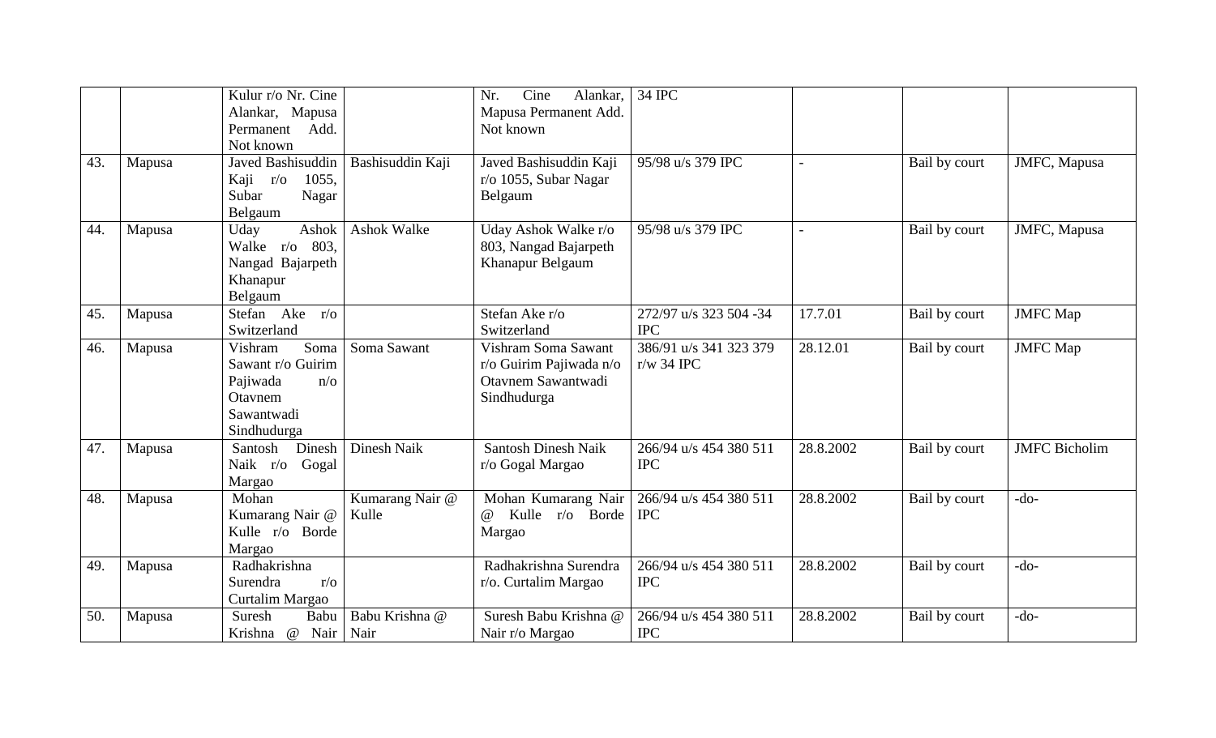|  |  |  |  |  |  |  |  |  |
|---|---|---|---|---|---|---|---|---|
|  |  | Kulur r/o Nr. Cine Alankar, Mapusa Permanent Add. Not known |  | Nr. Cine Alankar, Mapusa Permanent Add. Not known | 34 IPC |  |  |  |
| 43. | Mapusa | Javed Bashisuddin Kaji r/o 1055, Subar Nagar Belgaum | Bashisuddin Kaji | Javed Bashisuddin Kaji r/o 1055, Subar Nagar Belgaum | 95/98 u/s 379 IPC | - | Bail by court | JMFC, Mapusa |
| 44. | Mapusa | Uday Ashok Walke r/o 803, Nangad Bajarpeth Khanapur Belgaum | Ashok Walke | Uday Ashok Walke r/o 803, Nangad Bajarpeth Khanapur Belgaum | 95/98 u/s 379 IPC | - | Bail by court | JMFC, Mapusa |
| 45. | Mapusa | Stefan Ake r/o Switzerland |  | Stefan Ake r/o Switzerland | 272/97 u/s 323 504 -34 IPC | 17.7.01 | Bail by court | JMFC Map |
| 46. | Mapusa | Vishram Soma Sawant r/o Guirim Pajiwada n/o Otavnem Sawantwadi Sindhudurga | Soma Sawant | Vishram Soma Sawant r/o Guirim Pajiwada n/o Otavnem Sawantwadi Sindhudurga | 386/91 u/s 341 323 379 r/w 34 IPC | 28.12.01 | Bail by court | JMFC Map |
| 47. | Mapusa | Santosh Dinesh Naik r/o Gogal Margao | Dinesh Naik | Santosh Dinesh Naik r/o Gogal Margao | 266/94 u/s 454 380 511 IPC | 28.8.2002 | Bail by court | JMFC Bicholim |
| 48. | Mapusa | Mohan Kumarang Nair @ Kulle r/o Borde Margao | Kumarang Nair @ Kulle | Mohan Kumarang Nair @ Kulle r/o Borde Margao | 266/94 u/s 454 380 511 IPC | 28.8.2002 | Bail by court | -do- |
| 49. | Mapusa | Radhakrishna Surendra r/o Curtalim Margao |  | Radhakrishna Surendra r/o. Curtalim Margao | 266/94 u/s 454 380 511 IPC | 28.8.2002 | Bail by court | -do- |
| 50. | Mapusa | Suresh Babu Krishna @ Nair | Babu Krishna @ Nair | Suresh Babu Krishna @ Nair r/o Margao | 266/94 u/s 454 380 511 IPC | 28.8.2002 | Bail by court | -do- |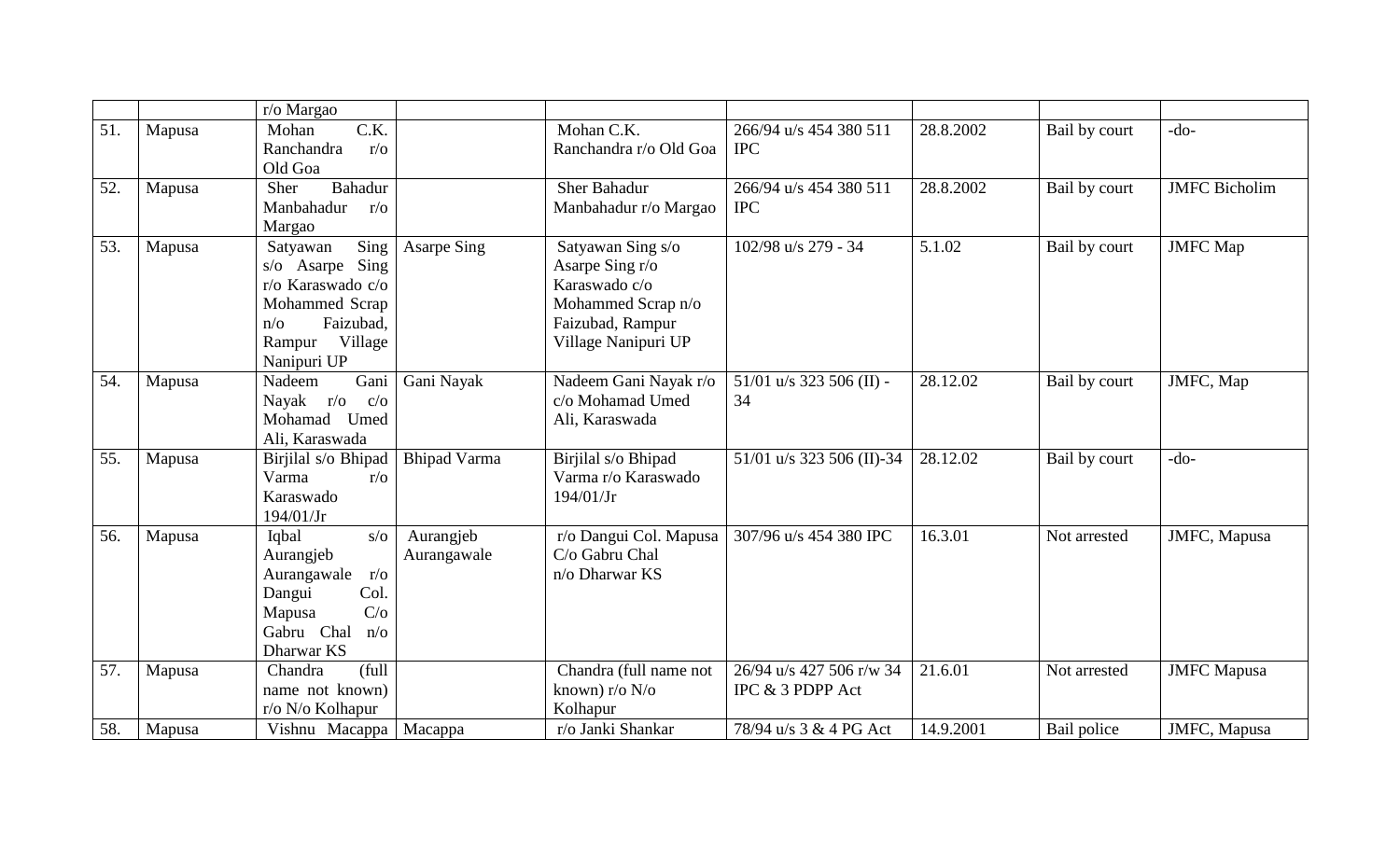|  |  |  |  |  |  |  |  |  |
|---|---|---|---|---|---|---|---|---|
|  |  | r/o Margao |  |  |  |  |  |  |
| 51. | Mapusa | Mohan C.K. Ranchandra r/o Old Goa |  | Mohan C.K. Ranchandra r/o Old Goa | 266/94 u/s 454 380 511 IPC | 28.8.2002 | Bail by court | -do- |
| 52. | Mapusa | Sher Bahadur Manbahadur r/o Margao |  | Sher Bahadur Manbahadur r/o Margao | 266/94 u/s 454 380 511 IPC | 28.8.2002 | Bail by court | JMFC Bicholim |
| 53. | Mapusa | Satyawan Sing s/o Asarpe Sing r/o Karaswado c/o Mohammed Scrap n/o Faizubad, Rampur Village Nanipuri UP | Asarpe Sing | Satyawan Sing s/o Asarpe Sing r/o Karaswado c/o Mohammed Scrap n/o Faizubad, Rampur Village Nanipuri UP | 102/98 u/s 279 - 34 | 5.1.02 | Bail by court | JMFC Map |
| 54. | Mapusa | Nadeem Gani Nayak r/o c/o Mohamad Umed Ali, Karaswada | Gani Nayak | Nadeem Gani Nayak r/o c/o Mohamad Umed Ali, Karaswada | 51/01 u/s 323 506 (II) - 34 | 28.12.02 | Bail by court | JMFC, Map |
| 55. | Mapusa | Birjilal s/o Bhipad Varma r/o Karaswado 194/01/Jr | Bhipad Varma | Birjilal s/o Bhipad Varma r/o Karaswado 194/01/Jr | 51/01 u/s 323 506 (II)-34 | 28.12.02 | Bail by court | -do- |
| 56. | Mapusa | Iqbal s/o Aurangjeb Aurangawale r/o Dangui Col. Mapusa C/o Gabru Chal n/o Dharwar KS | Aurangjeb Aurangawale | r/o Dangui Col. Mapusa C/o Gabru Chal n/o Dharwar KS | 307/96 u/s 454 380 IPC | 16.3.01 | Not arrested | JMFC, Mapusa |
| 57. | Mapusa | Chandra (full name not known) r/o N/o Kolhapur |  | Chandra (full name not known) r/o N/o Kolhapur | 26/94 u/s 427 506 r/w 34 IPC & 3 PDPP Act | 21.6.01 | Not arrested | JMFC Mapusa |
| 58. | Mapusa | Vishnu Macappa | Macappa | r/o Janki Shankar | 78/94 u/s 3 & 4 PG Act | 14.9.2001 | Bail police | JMFC, Mapusa |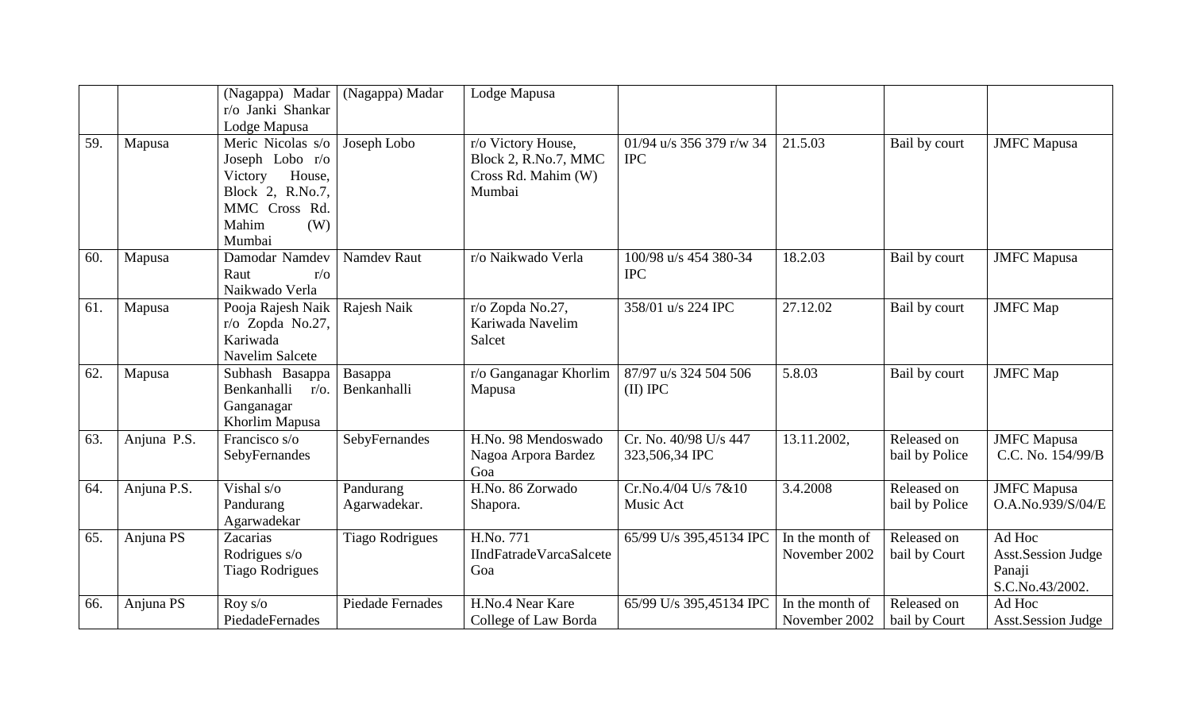|  |  |  |  |  |  |  |  |  |
|---|---|---|---|---|---|---|---|---|
|  |  | (Nagappa) Madar r/o Janki Shankar Lodge Mapusa | (Nagappa) Madar | Lodge Mapusa |  |  |  |  |
| 59. | Mapusa | Meric Nicolas s/o Joseph Lobo r/o Victory House, Block 2, R.No.7, MMC Cross Rd. Mahim (W) Mumbai | Joseph Lobo | r/o Victory House, Block 2, R.No.7, MMC Cross Rd. Mahim (W) Mumbai | 01/94 u/s 356 379 r/w 34 IPC | 21.5.03 | Bail by court | JMFC Mapusa |
| 60. | Mapusa | Damodar Namdev Raut r/o Naikwado Verla | Namdev Raut | r/o Naikwado Verla | 100/98 u/s 454 380-34 IPC | 18.2.03 | Bail by court | JMFC Mapusa |
| 61. | Mapusa | Pooja Rajesh Naik r/o Zopda No.27, Kariwada Navelim Salcete | Rajesh Naik | r/o Zopda No.27, Kariwada Navelim Salcet | 358/01 u/s 224 IPC | 27.12.02 | Bail by court | JMFC Map |
| 62. | Mapusa | Subhash Basappa Benkanhalli r/o. Ganganagar Khorlim Mapusa | Basappa Benkanhalli | r/o Ganganagar Khorlim Mapusa | 87/97 u/s 324 504 506 (II) IPC | 5.8.03 | Bail by court | JMFC Map |
| 63. | Anjuna P.S. | Francisco s/o SebyFernandes | SebyFernandes | H.No. 98 Mendoswado Nagoa Arpora Bardez Goa | Cr. No. 40/98 U/s 447 323,506,34 IPC | 13.11.2002, | Released on bail by Police | JMFC Mapusa C.C. No. 154/99/B |
| 64. | Anjuna P.S. | Vishal s/o Pandurang Agarwadekar | Pandurang Agarwadekar. | H.No. 86 Zorwado Shapora. | Cr.No.4/04 U/s 7&10 Music Act | 3.4.2008 | Released on bail by Police | JMFC Mapusa O.A.No.939/S/04/E |
| 65. | Anjuna PS | Zacarias Rodrigues s/o Tiago Rodrigues | Tiago Rodrigues | H.No. 771 IIndFatradeVarcaSalcete Goa | 65/99 U/s 395,45134 IPC | In the month of November 2002 | Released on bail by Court | Ad Hoc Asst.Session Judge Panaji S.C.No.43/2002. |
| 66. | Anjuna PS | Roy s/o PiedadeFernades | Piedade Fernades | H.No.4 Near Kare College of Law Borda | 65/99 U/s 395,45134 IPC | In the month of November 2002 | Released on bail by Court | Ad Hoc Asst.Session Judge |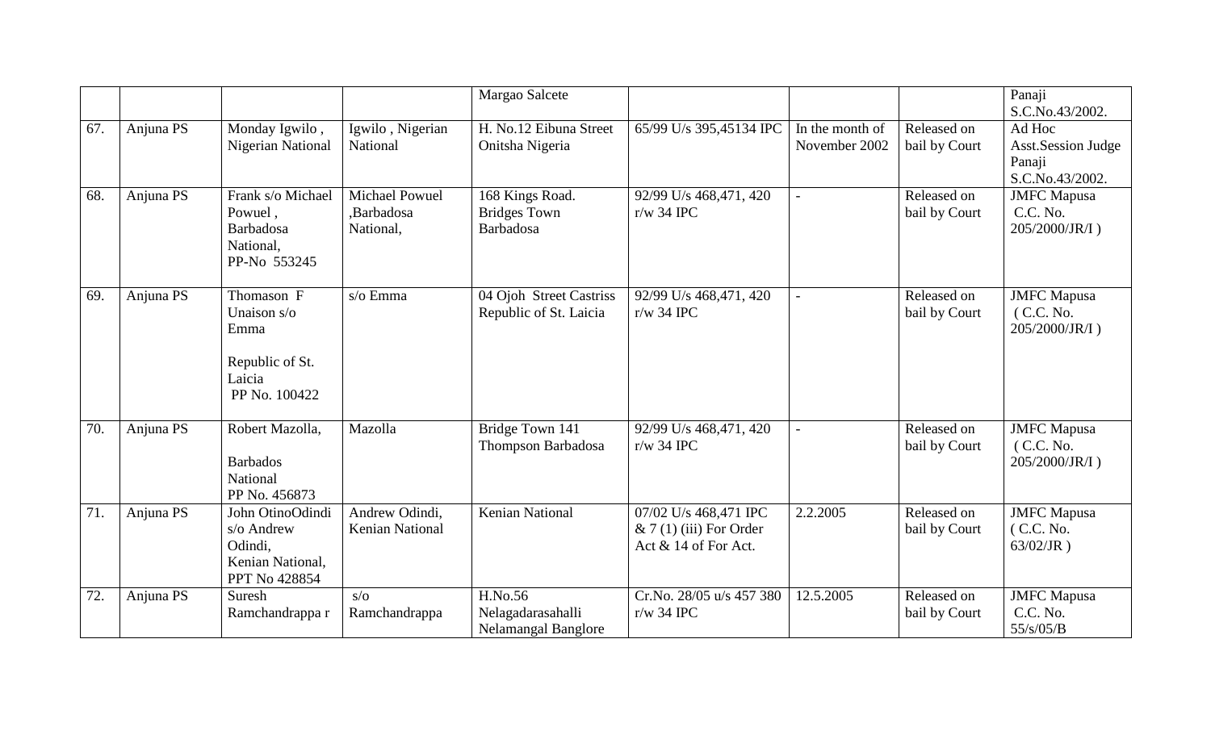| | | | | Margao Salcete | | | | Panaji S.C.No.43/2002. |
|---|---|---|---|---|---|---|---|---|
| 67. | Anjuna PS | Monday Igwilo , Nigerian National | Igwilo , Nigerian National | H. No.12 Eibuna Street Onitsha Nigeria | 65/99 U/s 395,45134 IPC | In the month of November 2002 | Released on bail by Court | Ad Hoc Asst.Session Judge Panaji S.C.No.43/2002. |
| 68. | Anjuna PS | Frank s/o Michael Powuel , Barbadosa National, PP-No 553245 | Michael Powuel ,Barbadosa National, | 168 Kings Road. Bridges Town Barbadosa | 92/99 U/s 468,471, 420 r/w 34 IPC | - | Released on bail by Court | JMFC Mapusa C.C. No. 205/2000/JR/I ) |
| 69. | Anjuna PS | Thomason F Unaison s/o Emma Republic of St. Laicia PP No. 100422 | s/o Emma | 04 Ojoh Street Castriss Republic of St. Laicia | 92/99 U/s 468,471, 420 r/w 34 IPC | - | Released on bail by Court | JMFC Mapusa ( C.C. No. 205/2000/JR/I ) |
| 70. | Anjuna PS | Robert Mazolla, Barbados National PP No. 456873 | Mazolla | Bridge Town 141 Thompson Barbadosa | 92/99 U/s 468,471, 420 r/w 34 IPC | - | Released on bail by Court | JMFC Mapusa ( C.C. No. 205/2000/JR/I ) |
| 71. | Anjuna PS | John OtinoOdindi s/o Andrew Odindi, Kenian National, PPT No 428854 | Andrew Odindi, Kenian National | Kenian National | 07/02 U/s 468,471 IPC & 7 (1) (iii) For Order Act & 14 of For Act. | 2.2.2005 | Released on bail by Court | JMFC Mapusa ( C.C. No. 63/02/JR ) |
| 72. | Anjuna PS | Suresh Ramchandrappa r | s/o Ramchandrappa | H.No.56 Nelagadarasahalli Nelamangal Banglore | Cr.No. 28/05 u/s 457 380 r/w 34 IPC | 12.5.2005 | Released on bail by Court | JMFC Mapusa C.C. No. 55/s/05/B |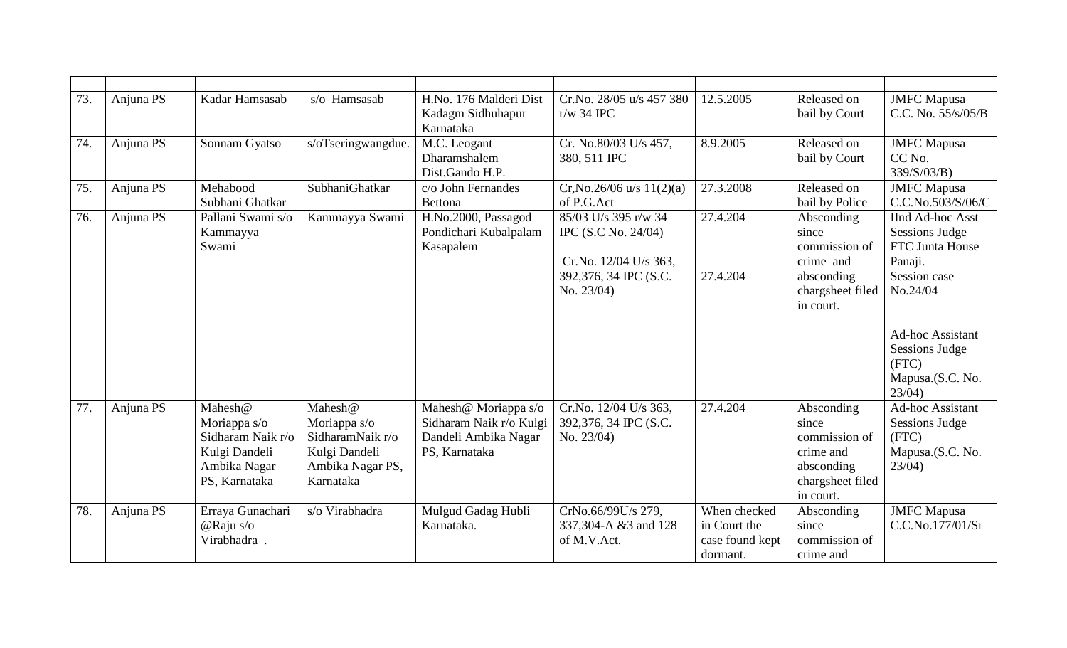| | | | | | | | | |
|---|---|---|---|---|---|---|---|---|
| 73. | Anjuna PS | Kadar Hamsasab | s/o Hamsasab | H.No. 176 Malderi Dist Kadagm Sidhuhapur Karnataka | Cr.No. 28/05 u/s 457 380 r/w 34 IPC | 12.5.2005 | Released on bail by Court | JMFC Mapusa C.C. No. 55/s/05/B |
| 74. | Anjuna PS | Sonnam Gyatso | s/oTseringwangdue. | M.C. Leogant Dharamshalem Dist.Gando H.P. | Cr. No.80/03 U/s 457, 380, 511 IPC | 8.9.2005 | Released on bail by Court | JMFC Mapusa CC No. 339/S/03/B) |
| 75. | Anjuna PS | Mehabood Subhani Ghatkar | SubhaniGhatkar | c/o John Fernandes Bettona | Cr,No.26/06 u/s 11(2)(a) of P.G.Act | 27.3.2008 | Released on bail by Police | JMFC Mapusa C.C.No.503/S/06/C |
| 76. | Anjuna PS | Pallani Swami s/o Kammayya Swami | Kammayya Swami | H.No.2000, Passagod Pondichari Kubalpalam Kasapalem | 85/03 U/s 395 r/w 34 IPC (S.C No. 24/04)<br><br>Cr.No. 12/04 U/s 363, 392,376, 34 IPC (S.C. No. 23/04) | 27.4.204<br><br>27.4.204 | Absconding since commission of crime and absconding chargsheet filed in court. | IInd Ad-hoc Asst Sessions Judge FTC Junta House Panaji. Session case No.24/04<br><br>Ad-hoc Assistant Sessions Judge (FTC) Mapusa.(S.C. No. 23/04) |
| 77. | Anjuna PS | Mahesh@ Moriappa s/o Sidharam Naik r/o Kulgi Dandeli Ambika Nagar PS, Karnataka | Mahesh@ Moriappa s/o SidharamNaik r/o Kulgi Dandeli Ambika Nagar PS, Karnataka | Mahesh@ Moriappa s/o Sidharam Naik r/o Kulgi Dandeli Ambika Nagar PS, Karnataka | Cr.No. 12/04 U/s 363, 392,376, 34 IPC (S.C. No. 23/04) | 27.4.204 | Absconding since commission of crime and absconding chargsheet filed in court. | Ad-hoc Assistant Sessions Judge (FTC) Mapusa.(S.C. No. 23/04) |
| 78. | Anjuna PS | Erraya Gunachari @Raju s/o Virabhadra . | s/o Virabhadra | Mulgud Gadag Hubli Karnataka. | CrNo.66/99U/s 279, 337,304-A &3 and 128 of M.V.Act. | When checked in Court the case found kept dormant. | Absconding since commission of crime and | JMFC Mapusa C.C.No.177/01/Sr |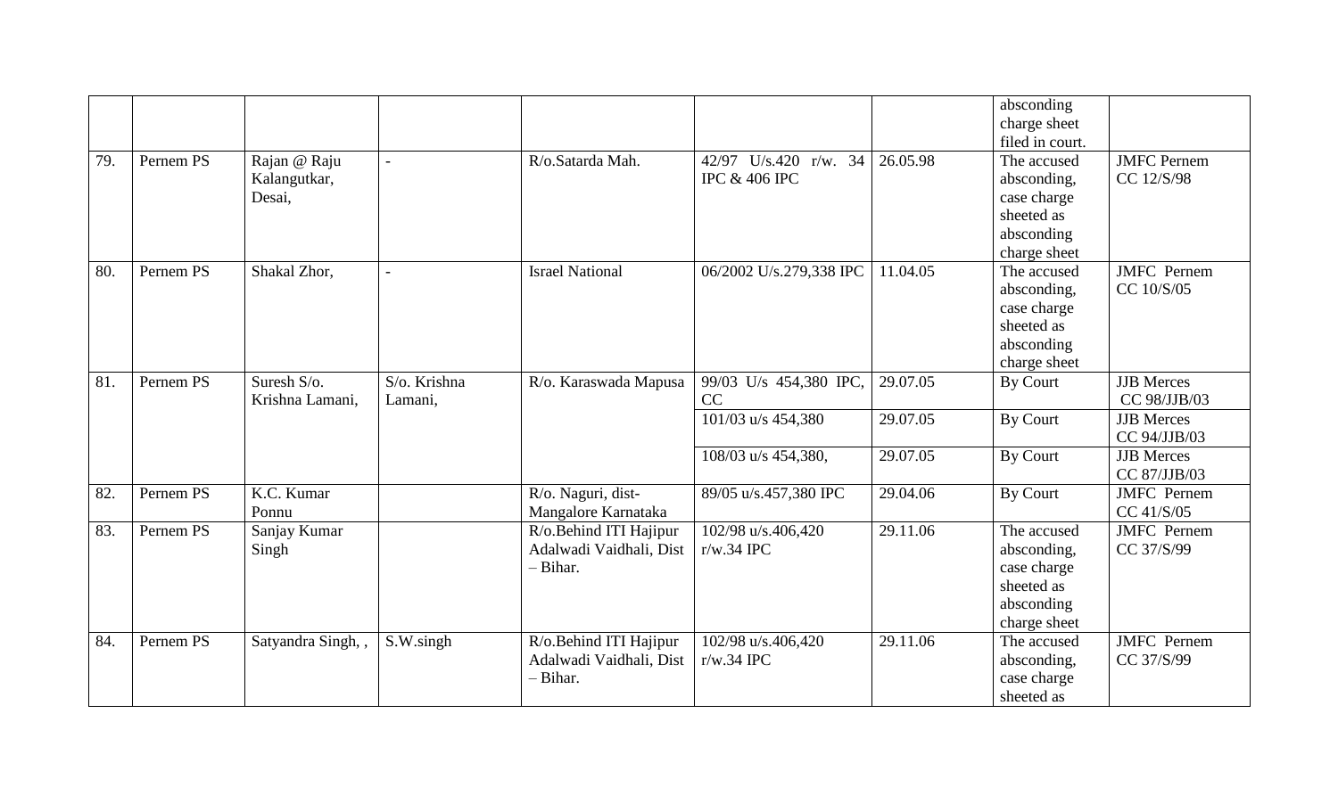| | | | | | | | | |
|---|---|---|---|---|---|---|---|---|
| | | | | | | | absconding charge sheet filed in court. | |
| 79. | Pernem PS | Rajan @ Raju Kalangutkar, Desai, | - | R/o.Satarda Mah. | 42/97 U/s.420 r/w. 34 IPC & 406 IPC | 26.05.98 | The accused absconding, case charge sheeted as absconding charge sheet | JMFC Pernem CC 12/S/98 |
| 80. | Pernem PS | Shakal Zhor, | - | Israel National | 06/2002 U/s.279,338 IPC | 11.04.05 | The accused absconding, case charge sheeted as absconding charge sheet | JMFC Pernem CC 10/S/05 |
| 81. | Pernem PS | Suresh S/o. Krishna Lamani, | S/o. Krishna Lamani, | R/o. Karaswada Mapusa | 99/03 U/s 454,380 IPC, CC | 29.07.05 | By Court | JJB Merces CC 98/JJB/03 |
| | | | | | 101/03 u/s 454,380 | 29.07.05 | By Court | JJB Merces CC 94/JJB/03 |
| | | | | | 108/03 u/s 454,380, | 29.07.05 | By Court | JJB Merces CC 87/JJB/03 |
| 82. | Pernem PS | K.C. Kumar Ponnu | | R/o. Naguri, dist- Mangalore Karnataka | 89/05 u/s.457,380 IPC | 29.04.06 | By Court | JMFC Pernem CC 41/S/05 |
| 83. | Pernem PS | Sanjay Kumar Singh | | R/o.Behind ITI Hajipur Adalwadi Vaidhali, Dist – Bihar. | 102/98 u/s.406,420 r/w.34 IPC | 29.11.06 | The accused absconding, case charge sheeted as absconding charge sheet | JMFC Pernem CC 37/S/99 |
| 84. | Pernem PS | Satyandra Singh, , | S.W.singh | R/o.Behind ITI Hajipur Adalwadi Vaidhali, Dist – Bihar. | 102/98 u/s.406,420 r/w.34 IPC | 29.11.06 | The accused absconding, case charge sheeted as | JMFC Pernem CC 37/S/99 |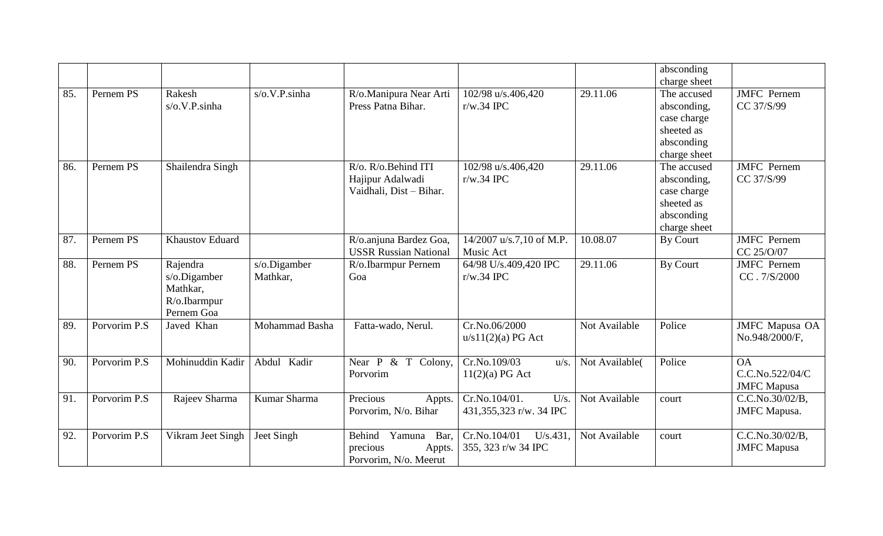| | | | | | | | | |
|---|---|---|---|---|---|---|---|---|
| | | | | | | | absconding charge sheet | |
| 85. | Pernem PS | Rakesh s/o.V.P.sinha | s/o.V.P.sinha | R/o.Manipura Near Arti Press Patna Bihar. | 102/98 u/s.406,420 r/w.34 IPC | 29.11.06 | The accused absconding, case charge sheeted as absconding charge sheet | JMFC Pernem CC 37/S/99 |
| 86. | Pernem PS | Shailendra Singh | | R/o. R/o.Behind ITI Hajipur Adalwadi Vaidhali, Dist – Bihar. | 102/98 u/s.406,420 r/w.34 IPC | 29.11.06 | The accused absconding, case charge sheeted as absconding charge sheet | JMFC Pernem CC 37/S/99 |
| 87. | Pernem PS | Khaustov Eduard | | R/o.anjuna Bardez Goa, USSR Russian National | 14/2007 u/s.7,10 of M.P. Music Act | 10.08.07 | By Court | JMFC Pernem CC 25/O/07 |
| 88. | Pernem PS | Rajendra s/o.Digamber Mathkar, R/o.Ibarmpur Pernem Goa | s/o.Digamber Mathkar, | R/o.Ibarmpur Pernem Goa | 64/98 U/s.409,420 IPC r/w.34 IPC | 29.11.06 | By Court | JMFC Pernem CC . 7/S/2000 |
| 89. | Porvorim P.S | Javed Khan | Mohammad Basha | Fatta-wado, Nerul. | Cr.No.06/2000 u/s11(2)(a) PG Act | Not Available | Police | JMFC Mapusa OA No.948/2000/F, |
| 90. | Porvorim P.S | Mohinuddin Kadir | Abdul Kadir | Near P & T Colony, Porvorim | Cr.No.109/03 u/s. 11(2)(a) PG Act | Not Available( | Police | OA C.C.No.522/04/C JMFC Mapusa |
| 91. | Porvorim P.S | Rajeev Sharma | Kumar Sharma | Precious Appts. Porvorim, N/o. Bihar | Cr.No.104/01. U/s. 431,355,323 r/w. 34 IPC | Not Available | court | C.C.No.30/02/B, JMFC Mapusa. |
| 92. | Porvorim P.S | Vikram Jeet Singh | Jeet Singh | Behind Yamuna Bar, precious Appts. Porvorim, N/o. Meerut | Cr.No.104/01 U/s.431, 355, 323 r/w 34 IPC | Not Available | court | C.C.No.30/02/B, JMFC Mapusa |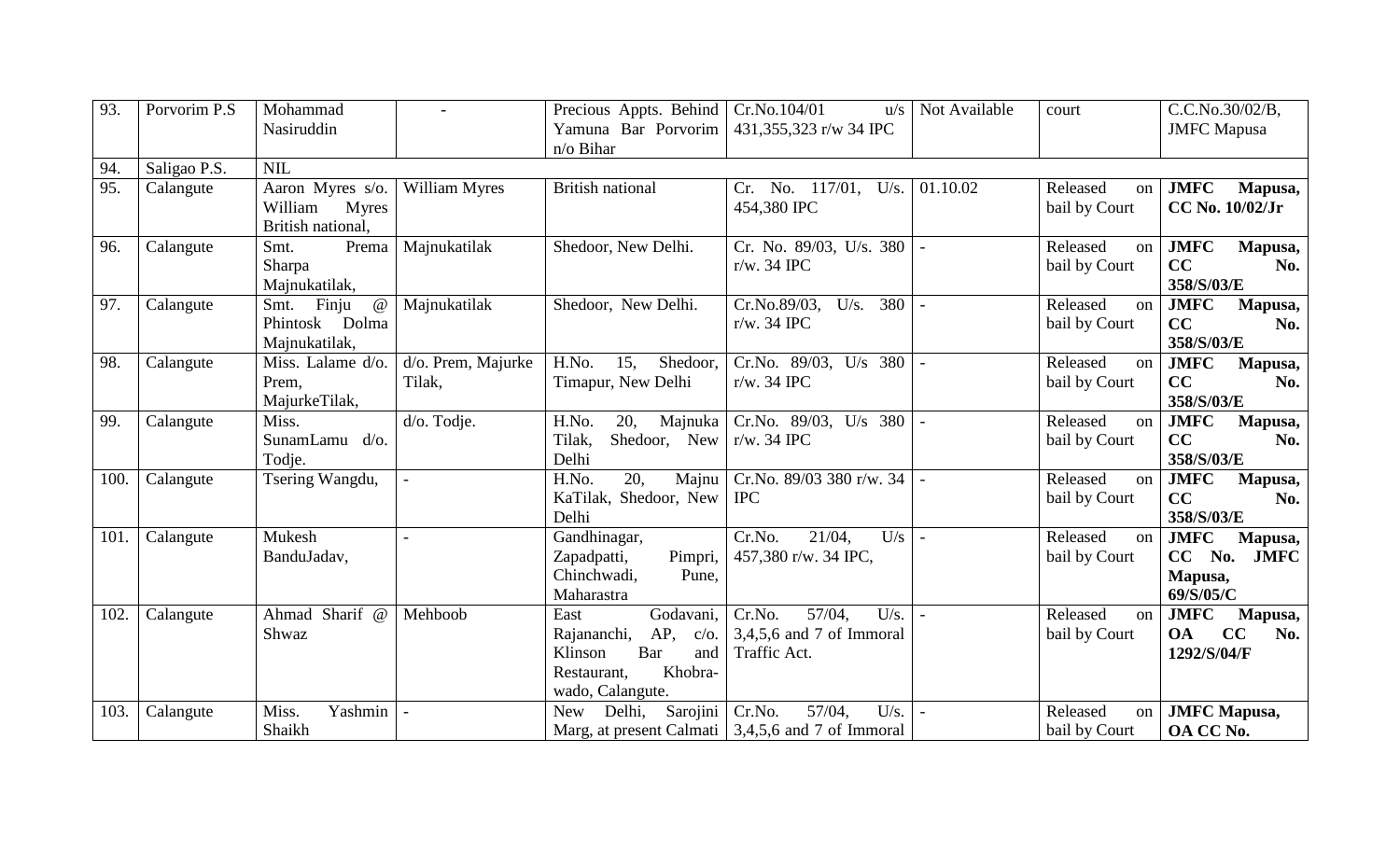| 93. | Porvorim P.S | Mohammad Nasiruddin | - | Precious Appts. Behind Yamuna Bar Porvorim n/o Bihar | Cr.No.104/01 u/s 431,355,323 r/w 34 IPC | Not Available | court | C.C.No.30/02/B, JMFC Mapusa |
|---|---|---|---|---|---|---|---|---|
| 94. | Saligao P.S. | NIL | | | | | | |
| 95. | Calangute | Aaron Myres s/o. William Myres British national, | William Myres | British national | Cr. No. 117/01, U/s. 454,380 IPC | 01.10.02 | Released on bail by Court | **JMFC Mapusa, CC No. 10/02/Jr** |
| 96. | Calangute | Smt. Prema Sharpa Majnukatilak, | Majnukatilak | Shedoor, New Delhi. | Cr. No. 89/03, U/s. 380 r/w. 34 IPC | - | Released on bail by Court | **JMFC Mapusa, CC No. 358/S/03/E** |
| 97. | Calangute | Smt. Finju @ Phintosk Dolma Majnukatilak, | Majnukatilak | Shedoor, New Delhi. | Cr.No.89/03, U/s. 380 r/w. 34 IPC | - | Released on bail by Court | **JMFC Mapusa, CC No. 358/S/03/E** |
| 98. | Calangute | Miss. Lalame d/o. Prem, MajurkeTilak, | d/o. Prem, Majurke Tilak, | H.No. 15, Shedoor, Timapur, New Delhi | Cr.No. 89/03, U/s 380 r/w. 34 IPC | - | Released on bail by Court | **JMFC Mapusa, CC No. 358/S/03/E** |
| 99. | Calangute | Miss. SunamLamu d/o. Todje. | d/o. Todje. | H.No. 20, Majnuka Tilak, Shedoor, New Delhi | Cr.No. 89/03, U/s 380 r/w. 34 IPC | - | Released on bail by Court | **JMFC Mapusa, CC No. 358/S/03/E** |
| 100. | Calangute | Tsering Wangdu, | - | H.No. 20, Majnu KaTilak, Shedoor, New Delhi | Cr.No. 89/03 380 r/w. 34 IPC | - | Released on bail by Court | **JMFC Mapusa, CC No. 358/S/03/E** |
| 101. | Calangute | Mukesh BanduJadav, | - | Gandhinagar, Zapadpatti, Pimpri, Chinchwadi, Pune, Maharastra | Cr.No. 21/04, U/s 457,380 r/w. 34 IPC, | - | Released on bail by Court | **JMFC Mapusa, CC No. JMFC Mapusa, 69/S/05/C** |
| 102. | Calangute | Ahmad Sharif @ Shwaz | Mehboob | East Godavani, Rajananchi, AP, c/o. Klinson Bar and Restaurant, Khobra-wado, Calangute. | Cr.No. 57/04, U/s. 3,4,5,6 and 7 of Immoral Traffic Act. | - | Released on bail by Court | **JMFC Mapusa, OA CC No. 1292/S/04/F** |
| 103. | Calangute | Miss. Yashmin Shaikh | - | New Delhi, Sarojini Marg, at present Calmati | Cr.No. 57/04, U/s. 3,4,5,6 and 7 of Immoral | - | Released on bail by Court | **JMFC Mapusa, OA CC No.** |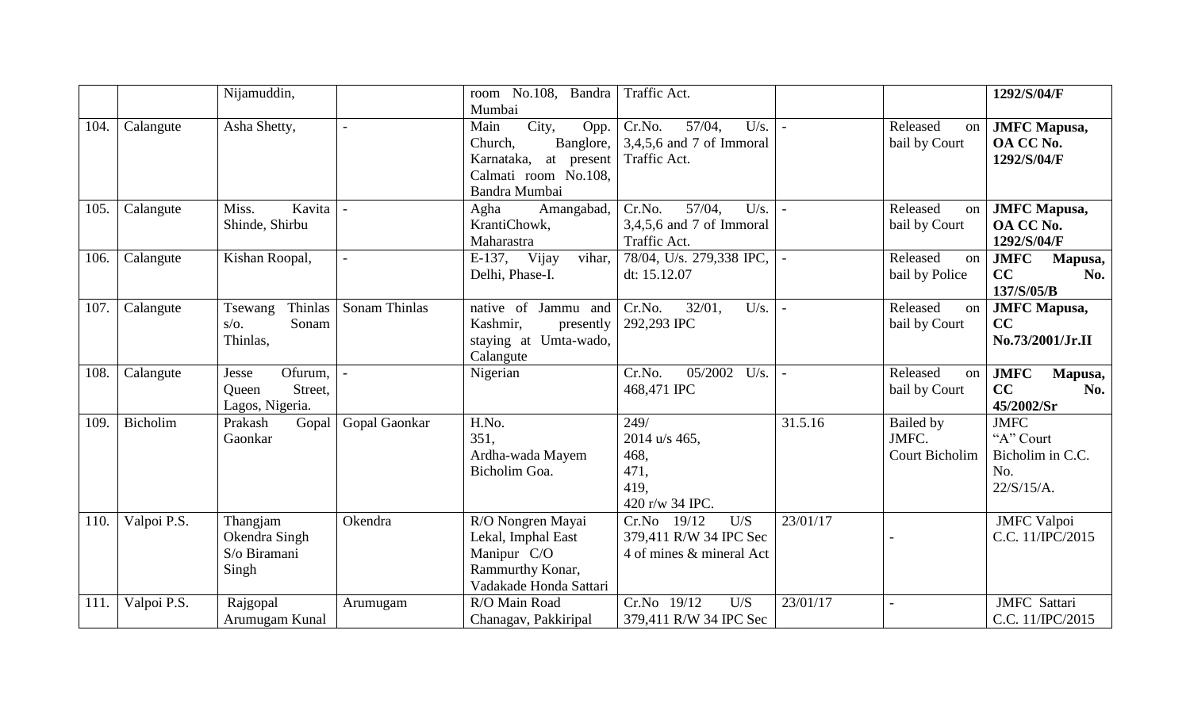|  |  | Nijamuddin, |  | room No.108, Bandra Mumbai | Traffic Act. |  |  | **1292/S/04/F** |
|---|---|---|---|---|---|---|---|---|
| 104. | Calangute | Asha Shetty, | - | Main City, Opp. Church, Banglore, Karnataka, at present Calmati room No.108, Bandra Mumbai | Cr.No. 57/04, U/s. 3,4,5,6 and 7 of Immoral Traffic Act. | - | Released on bail by Court | **JMFC Mapusa, OA CC No. 1292/S/04/F** |
| 105. | Calangute | Miss. Kavita Shinde, Shirbu | - | Agha Amangabad, KrantiChowk, Maharastra | Cr.No. 57/04, U/s. 3,4,5,6 and 7 of Immoral Traffic Act. | - | Released on bail by Court | **JMFC Mapusa, OA CC No. 1292/S/04/F** |
| 106. | Calangute | Kishan Roopal, | - | E-137, Vijay vihar, Delhi, Phase-I. | 78/04, U/s. 279,338 IPC, dt: 15.12.07 | - | Released on bail by Police | **JMFC Mapusa, CC No. 137/S/05/B** |
| 107. | Calangute | Tsewang Thinlas s/o. Sonam Thinlas, | Sonam Thinlas | native of Jammu and Kashmir, presently staying at Umta-wado, Calangute | Cr.No. 32/01, U/s. 292,293 IPC | - | Released on bail by Court | **JMFC Mapusa, CC No.73/2001/Jr.II** |
| 108. | Calangute | Jesse Ofurum, Queen Street, Lagos, Nigeria. | - | Nigerian | Cr.No. 05/2002 U/s. 468,471 IPC | - | Released on bail by Court | **JMFC Mapusa, CC No. 45/2002/Sr** |
| 109. | Bicholim | Prakash Gopal Gaonkar | Gopal Gaonkar | H.No. 351, Ardha-wada Mayem Bicholim Goa. | 249/ 2014 u/s 465, 468, 471, 419, 420 r/w 34 IPC. | 31.5.16 | Bailed by JMFC. Court Bicholim | JMFC "A" Court Bicholim in C.C. No. 22/S/15/A. |
| 110. | Valpoi P.S. | Thangjam Okendra Singh S/o Biramani Singh | Okendra | R/O Nongren Mayai Lekal, Imphal East Manipur C/O Rammurthy Konar, Vadakade Honda Sattari | Cr.No 19/12 U/S 379,411 R/W 34 IPC Sec 4 of mines & mineral Act | 23/01/17 | - | JMFC Valpoi C.C. 11/IPC/2015 |
| 111. | Valpoi P.S. | Rajgopal Arumugam Kunal | Arumugam | R/O Main Road Chanagav, Pakkiripal | Cr.No 19/12 U/S 379,411 R/W 34 IPC Sec | 23/01/17 | - | JMFC Sattari C.C. 11/IPC/2015 |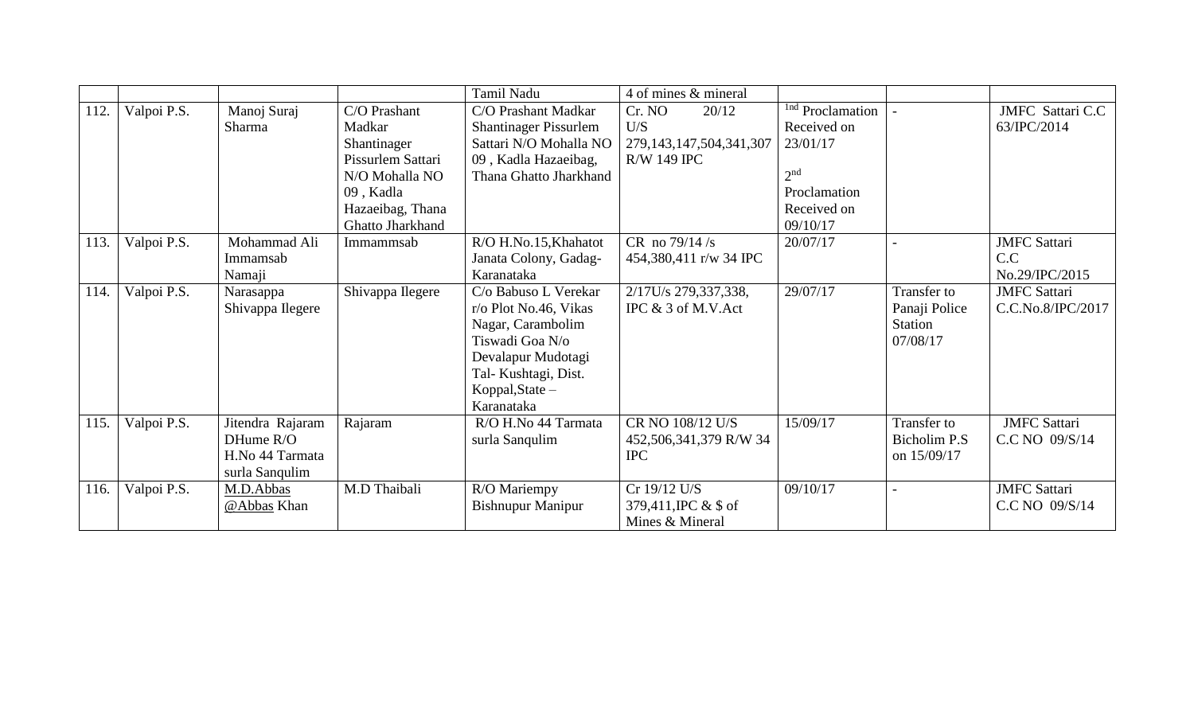| | | | | | | | | |
|---|---|---|---|---|---|---|---|---|
| | | | | Tamil Nadu | 4 of mines & mineral | | | |
| 112. | Valpoi P.S. | Manoj Suraj Sharma | C/O Prashant Madkar Shantinager Pissurlem Sattari N/O Mohalla NO 09 , Kadla Hazaeibag, Thana Ghatto Jharkhand | C/O Prashant Madkar Shantinager Pissurlem Sattari N/O Mohalla NO 09 , Kadla Hazaeibag, Thana Ghatto Jharkhand | Cr. NO 20/12 U/S 279,143,147,504,341,307 R/W 149 IPC | 1nd Proclamation Received on 23/01/17<br><br>2nd Proclamation Received on 09/10/17 | - | JMFC Sattari C.C 63/IPC/2014 |
| 113. | Valpoi P.S. | Mohammad Ali Immamsab Namaji | Immammsab | R/O H.No.15,Khahatot Janata Colony, Gadag-Karanataka | CR no 79/14 /s 454,380,411 r/w 34 IPC | 20/07/17 | - | JMFC Sattari C.C No.29/IPC/2015 |
| 114. | Valpoi P.S. | Narasappa Shivappa Ilegere | Shivappa Ilegere | C/o Babuso L Verekar r/o Plot No.46, Vikas Nagar, Carambolim Tiswadi Goa N/o Devalapur Mudotagi Tal- Kushtagi, Dist. Koppal,State – Karanataka | 2/17U/s 279,337,338, IPC & 3 of M.V.Act | 29/07/17 | Transfer to Panaji Police Station 07/08/17 | JMFC Sattari C.C.No.8/IPC/2017 |
| 115. | Valpoi P.S. | Jitendra Rajaram DHume R/O H.No 44 Tarmata surla Sanqulim | Rajaram | R/O H.No 44 Tarmata surla Sanqulim | CR NO 108/12 U/S 452,506,341,379 R/W 34 IPC | 15/09/17 | Transfer to Bicholim P.S on 15/09/17 | JMFC Sattari C.C NO 09/S/14 |
| 116. | Valpoi P.S. | M.D.Abbas @Abbas Khan | M.D Thaibali | R/O Mariempy Bishnupur Manipur | Cr 19/12 U/S 379,411,IPC & $ of Mines & Mineral | 09/10/17 | - | JMFC Sattari C.C NO 09/S/14 |